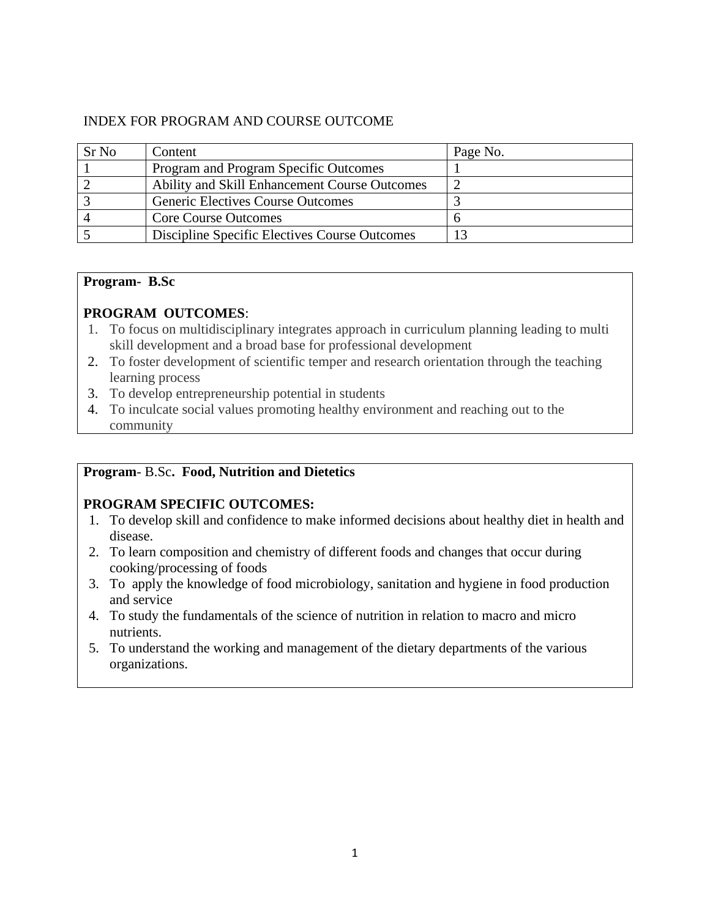# INDEX FOR PROGRAM AND COURSE OUTCOME

| Sr No | Content | Page No. |
|---|---|---|
| 1 | Program and Program Specific Outcomes | 1 |
| 2 | Ability and Skill Enhancement Course Outcomes | 2 |
| 3 | Generic Electives Course Outcomes | 3 |
| 4 | Core Course Outcomes | 6 |
| 5 | Discipline Specific Electives Course Outcomes | 13 |

**Program- B.Sc**

**PROGRAM OUTCOMES**:

1. To focus on multidisciplinary integrates approach in curriculum planning leading to multi skill development and a broad base for professional development
2. To foster development of scientific temper and research orientation through the teaching learning process
3. To develop entrepreneurship potential in students
4. To inculcate social values promoting healthy environment and reaching out to the community

**Program**- B.Sc**. Food, Nutrition and Dietetics**

**PROGRAM SPECIFIC OUTCOMES:**

1. To develop skill and confidence to make informed decisions about healthy diet in health and disease.
2. To learn composition and chemistry of different foods and changes that occur during cooking/processing of foods
3. To apply the knowledge of food microbiology, sanitation and hygiene in food production and service
4. To study the fundamentals of the science of nutrition in relation to macro and micro nutrients.
5. To understand the working and management of the dietary departments of the various organizations.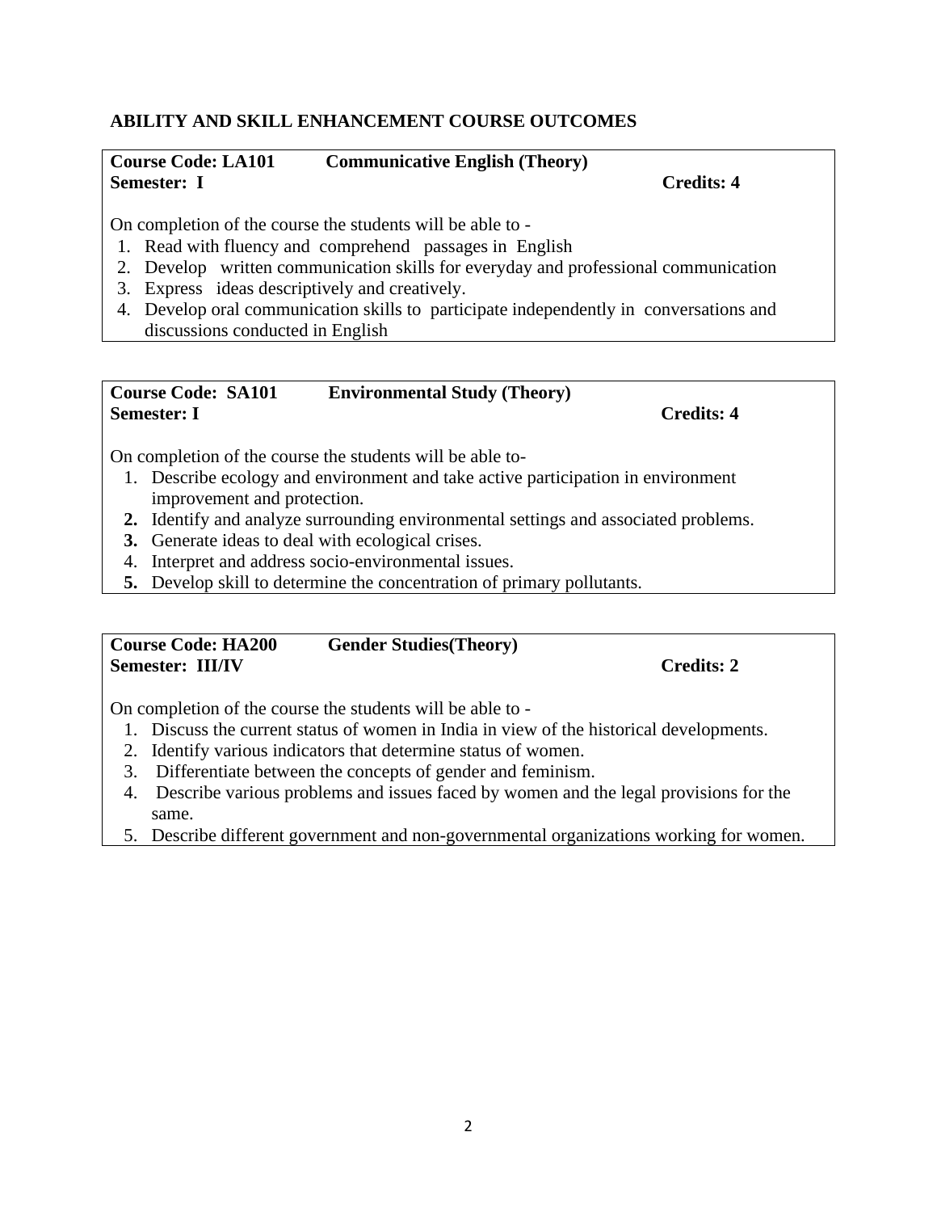## ABILITY AND SKILL ENHANCEMENT COURSE OUTCOMES

**Course Code: LA101 Communicative English (Theory)**
**Semester: I Credits: 4**

On completion of the course the students will be able to -

1. Read with fluency and comprehend passages in English
2. Develop written communication skills for everyday and professional communication
3. Express ideas descriptively and creatively.
4. Develop oral communication skills to participate independently in conversations and discussions conducted in English

**Course Code: SA101 Environmental Study (Theory)**
**Semester: I Credits: 4**

On completion of the course the students will be able to-

1. Describe ecology and environment and take active participation in environment improvement and protection.
2. Identify and analyze surrounding environmental settings and associated problems.
3. Generate ideas to deal with ecological crises.
4. Interpret and address socio-environmental issues.
5. Develop skill to determine the concentration of primary pollutants.

**Course Code: HA200 Gender Studies(Theory)**
**Semester: III/IV Credits: 2**

On completion of the course the students will be able to -

1. Discuss the current status of women in India in view of the historical developments.
2. Identify various indicators that determine status of women.
3. Differentiate between the concepts of gender and feminism.
4. Describe various problems and issues faced by women and the legal provisions for the same.
5. Describe different government and non-governmental organizations working for women.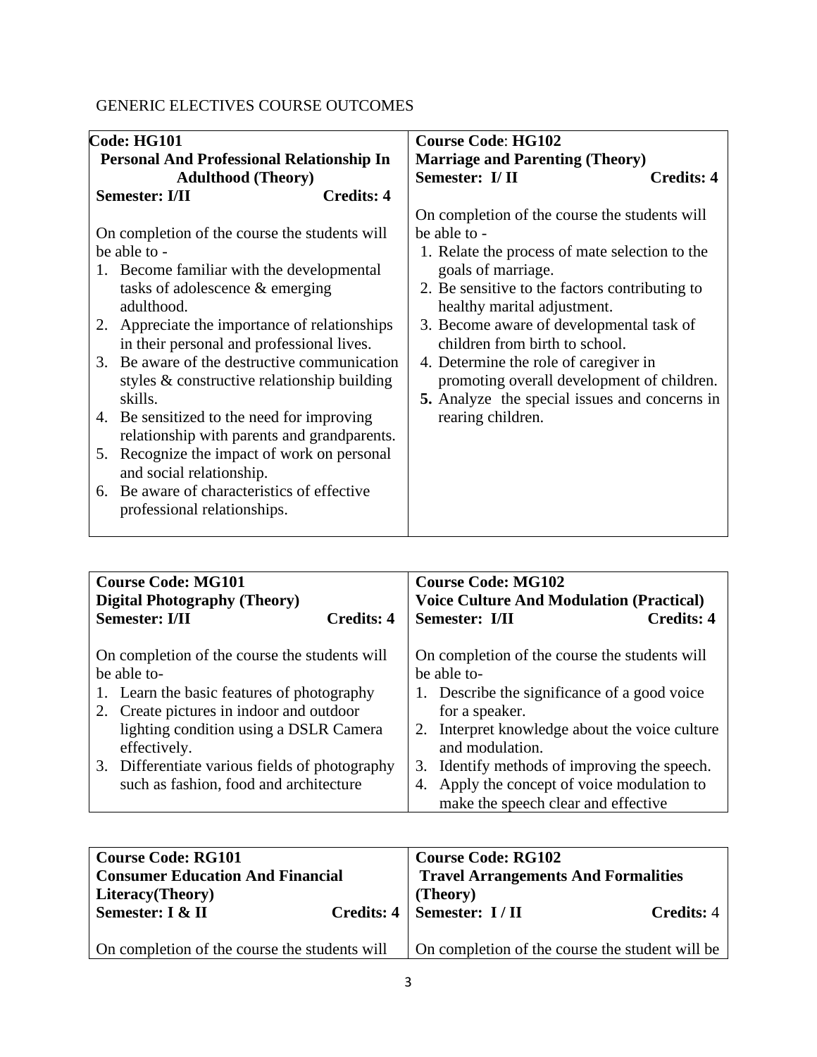GENERIC ELECTIVES COURSE OUTCOMES

**Code: HG101**
**Personal And Professional Relationship In Adulthood (Theory)**
**Semester: I/II** **Credits: 4**

On completion of the course the students will be able to -

1. Become familiar with the developmental tasks of adolescence & emerging adulthood.
2. Appreciate the importance of relationships in their personal and professional lives.
3. Be aware of the destructive communication styles & constructive relationship building skills.
4. Be sensitized to the need for improving relationship with parents and grandparents.
5. Recognize the impact of work on personal and social relationship.
6. Be aware of characteristics of effective professional relationships.

**Course Code**: **HG102**
**Marriage and Parenting (Theory)**
**Semester: I/ II** **Credits: 4**

On completion of the course the students will be able to -

1. Relate the process of mate selection to the goals of marriage.
2. Be sensitive to the factors contributing to healthy marital adjustment.
3. Become aware of developmental task of children from birth to school.
4. Determine the role of caregiver in promoting overall development of children.
5. Analyze the special issues and concerns in rearing children.

**Course Code: MG101**
**Digital Photography (Theory)**
**Semester: I/II** **Credits: 4**

On completion of the course the students will be able to-

1. Learn the basic features of photography
2. Create pictures in indoor and outdoor lighting condition using a DSLR Camera effectively.
3. Differentiate various fields of photography such as fashion, food and architecture

**Course Code: MG102**
**Voice Culture And Modulation (Practical)**
**Semester: I/II** **Credits: 4**

On completion of the course the students will be able to-

1. Describe the significance of a good voice for a speaker.
2. Interpret knowledge about the voice culture and modulation.
3. Identify methods of improving the speech.
4. Apply the concept of voice modulation to make the speech clear and effective

**Course Code: RG101**
**Consumer Education And Financial Literacy(Theory)**
**Semester: I & II** **Credits: 4**

On completion of the course the students will

**Course Code: RG102**
**Travel Arrangements And Formalities (Theory)**
**Semester: I / II** **Credits:** 4

On completion of the course the student will be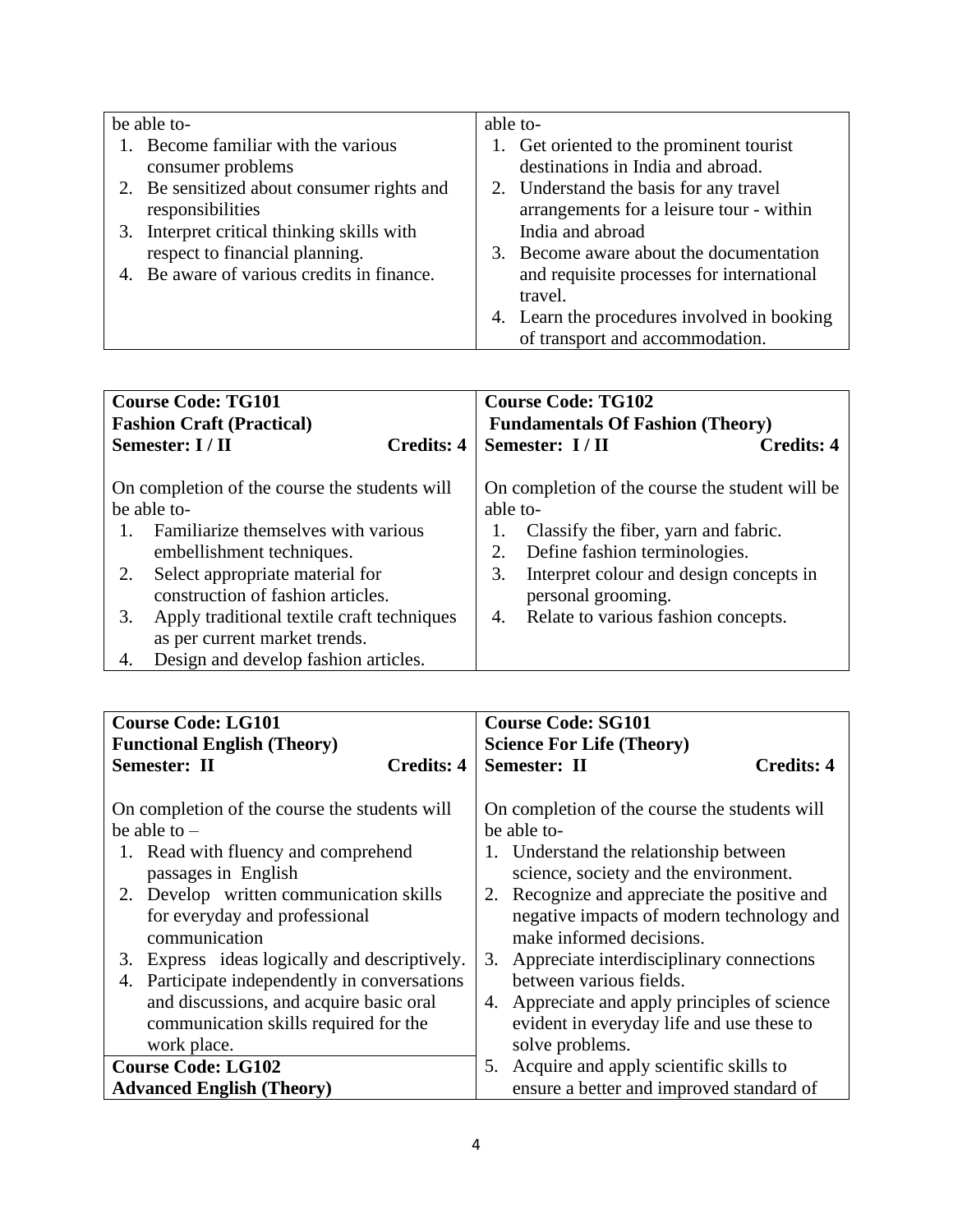| be able to-<br>1. Become familiar with the various consumer problems<br>2. Be sensitized about consumer rights and responsibilities<br>3. Interpret critical thinking skills with respect to financial planning.<br>4. Be aware of various credits in finance. | able to-<br>1. Get oriented to the prominent tourist destinations in India and abroad.<br>2. Understand the basis for any travel arrangements for a leisure tour - within India and abroad<br>3. Become aware about the documentation and requisite processes for international travel.<br>4. Learn the procedures involved in booking of transport and accommodation. |
|---|---|

| **Course Code: TG101**<br>**Fashion Craft (Practical)**<br>**Semester: I / II** **Credits: 4** | **Course Code: TG102**<br>**Fundamentals Of Fashion (Theory)**<br>**Semester: I / II** **Credits: 4** |
|---|---|
| On completion of the course the students will be able to-<br>1. Familiarize themselves with various embellishment techniques.<br>2. Select appropriate material for construction of fashion articles.<br>3. Apply traditional textile craft techniques as per current market trends.<br>4. Design and develop fashion articles. | On completion of the course the student will be able to-<br>1. Classify the fiber, yarn and fabric.<br>2. Define fashion terminologies.<br>3. Interpret colour and design concepts in personal grooming.<br>4. Relate to various fashion concepts. |

| **Course Code: LG101**<br>**Functional English (Theory)**<br>**Semester: II** **Credits: 4** | **Course Code: SG101**<br>**Science For Life (Theory)**<br>**Semester: II** **Credits: 4** |
|---|---|
| On completion of the course the students will be able to –<br>1. Read with fluency and comprehend passages in English<br>2. Develop written communication skills for everyday and professional communication<br>3. Express ideas logically and descriptively.<br>4. Participate independently in conversations and discussions, and acquire basic oral communication skills required for the work place. | On completion of the course the students will be able to-<br>1. Understand the relationship between science, society and the environment.<br>2. Recognize and appreciate the positive and negative impacts of modern technology and make informed decisions.<br>3. Appreciate interdisciplinary connections between various fields.<br>4. Appreciate and apply principles of science evident in everyday life and use these to solve problems.<br>5. Acquire and apply scientific skills to ensure a better and improved standard of |
| **Course Code: LG102**<br>**Advanced English (Theory)** | |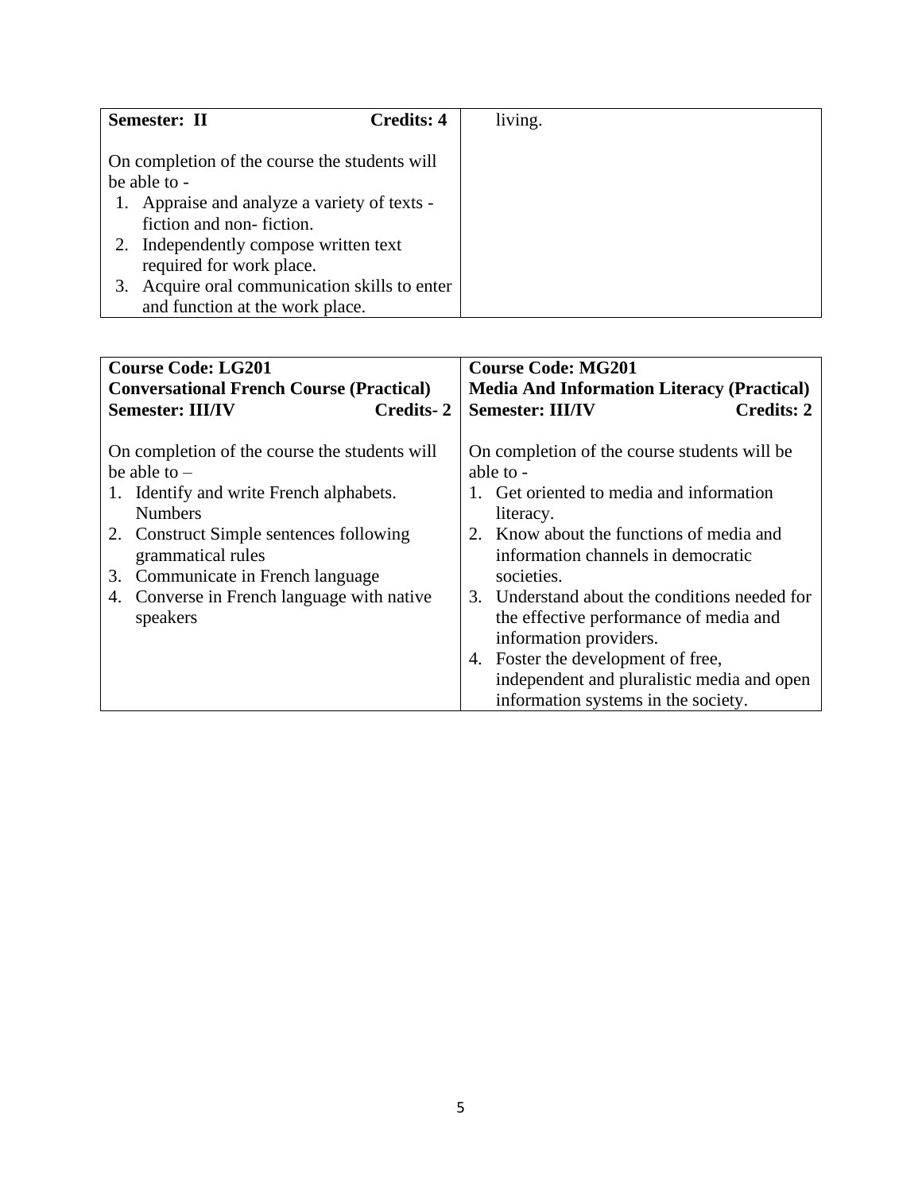| **Semester: II** **Credits: 4**<br><br>On completion of the course the students will be able to -<br>1. Appraise and analyze a variety of texts - fiction and non- fiction.<br>2. Independently compose written text required for work place.<br>3. Acquire oral communication skills to enter and function at the work place. | living. |
|---|---|

| **Course Code: LG201**<br>**Conversational French Course (Practical)**<br>**Semester: III/IV** **Credits- 2**<br><br>On completion of the course the students will be able to –<br>1. Identify and write French alphabets. Numbers<br>2. Construct Simple sentences following grammatical rules<br>3. Communicate in French language<br>4. Converse in French language with native speakers | **Course Code: MG201**<br>**Media And Information Literacy (Practical)**<br>**Semester: III/IV** **Credits: 2**<br><br>On completion of the course students will be able to -<br>1. Get oriented to media and information literacy.<br>2. Know about the functions of media and information channels in democratic societies.<br>3. Understand about the conditions needed for the effective performance of media and information providers.<br>4. Foster the development of free, independent and pluralistic media and open information systems in the society. |
|---|---|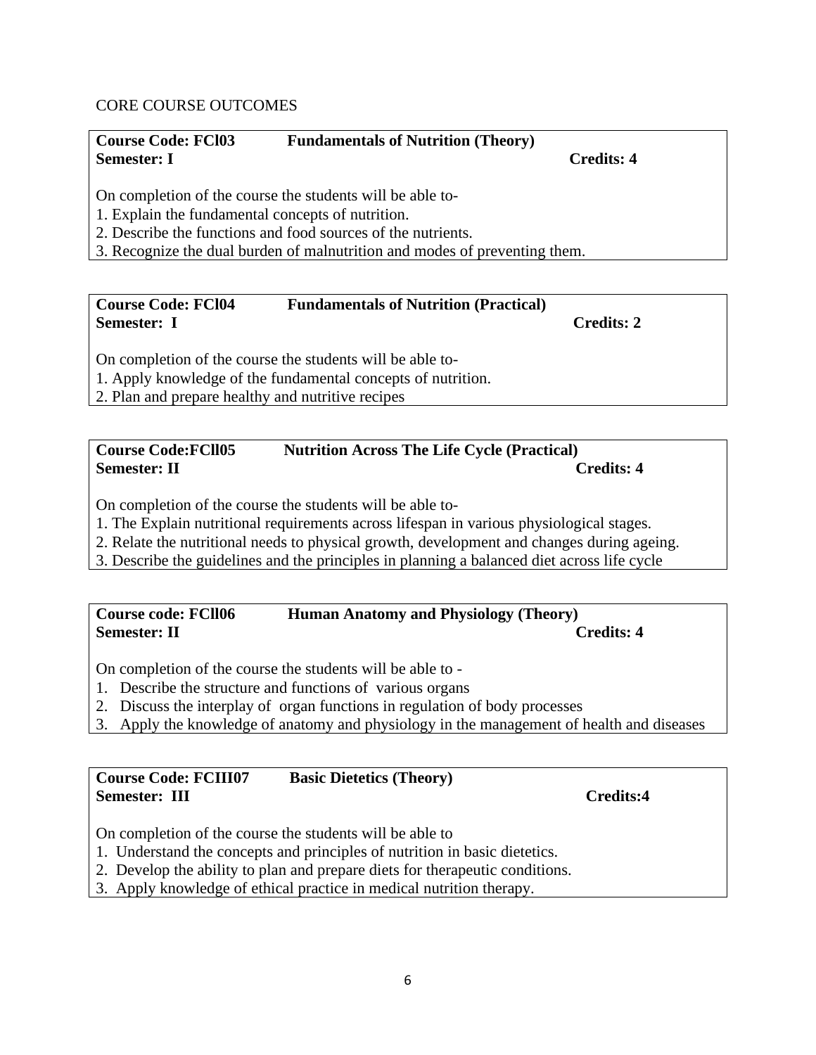CORE COURSE OUTCOMES

**Course Code: FCl03** **Fundamentals of Nutrition (Theory)**
**Semester: I** **Credits: 4**

On completion of the course the students will be able to-
1. Explain the fundamental concepts of nutrition.
2. Describe the functions and food sources of the nutrients.
3. Recognize the dual burden of malnutrition and modes of preventing them.

**Course Code: FCl04** **Fundamentals of Nutrition (Practical)**
**Semester: I** **Credits: 2**

On completion of the course the students will be able to-
1. Apply knowledge of the fundamental concepts of nutrition.
2. Plan and prepare healthy and nutritive recipes

**Course Code:FCll05** **Nutrition Across The Life Cycle (Practical)**
**Semester: II** **Credits: 4**

On completion of the course the students will be able to-
1. The Explain nutritional requirements across lifespan in various physiological stages.
2. Relate the nutritional needs to physical growth, development and changes during ageing.
3. Describe the guidelines and the principles in planning a balanced diet across life cycle

**Course code: FCll06** **Human Anatomy and Physiology (Theory)**
**Semester: II** **Credits: 4**

On completion of the course the students will be able to -
1. Describe the structure and functions of various organs
2. Discuss the interplay of organ functions in regulation of body processes
3. Apply the knowledge of anatomy and physiology in the management of health and diseases

**Course Code: FCIII07** **Basic Dietetics (Theory)**
**Semester: III** **Credits:4**

On completion of the course the students will be able to
1. Understand the concepts and principles of nutrition in basic dietetics.
2. Develop the ability to plan and prepare diets for therapeutic conditions.
3. Apply knowledge of ethical practice in medical nutrition therapy.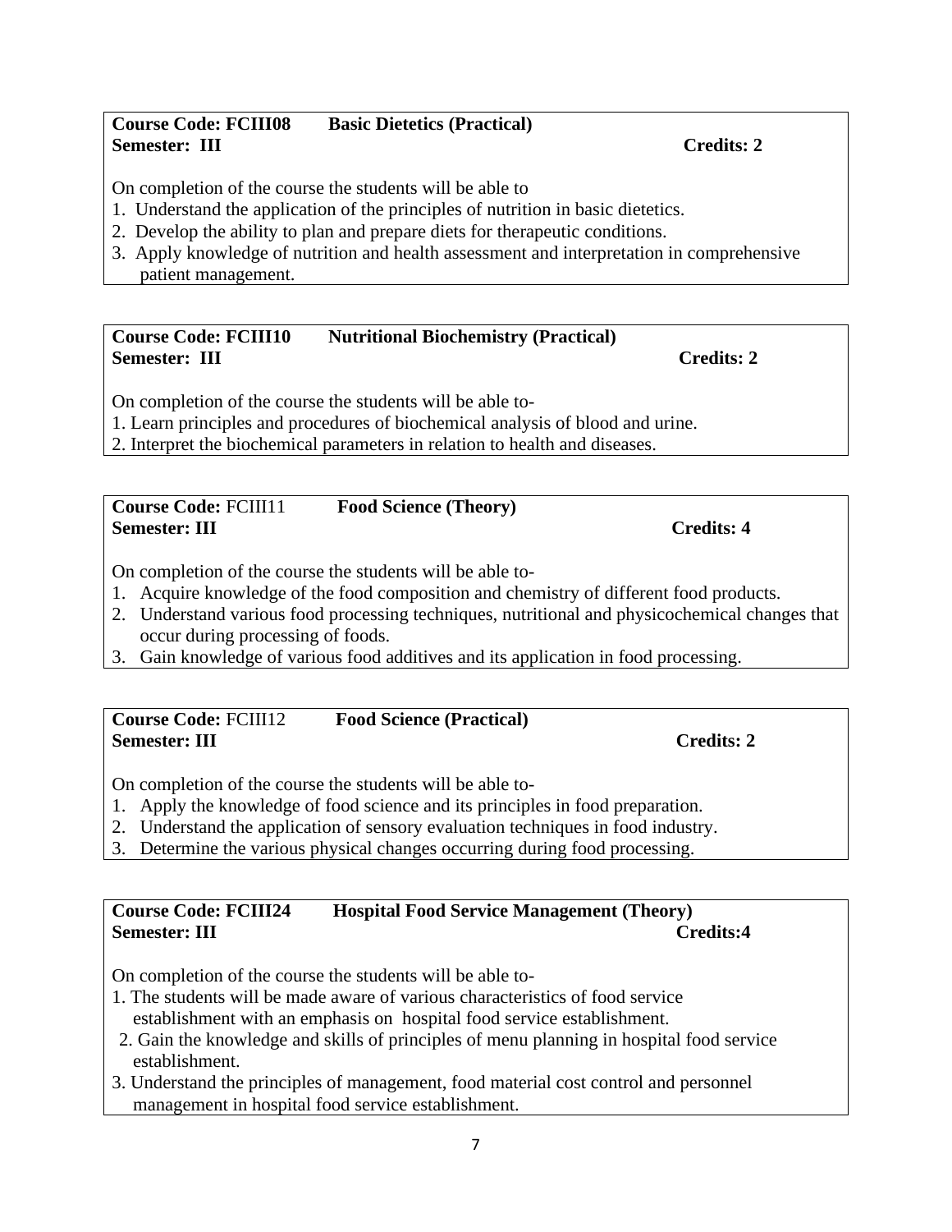**Course Code: FCIII08 Basic Dietetics (Practical)**
**Semester: III Credits: 2**

On completion of the course the students will be able to

1. Understand the application of the principles of nutrition in basic dietetics.
2. Develop the ability to plan and prepare diets for therapeutic conditions.
3. Apply knowledge of nutrition and health assessment and interpretation in comprehensive patient management.

**Course Code: FCIII10 Nutritional Biochemistry (Practical)**
**Semester: III Credits: 2**

On completion of the course the students will be able to-

1. Learn principles and procedures of biochemical analysis of blood and urine.
2. Interpret the biochemical parameters in relation to health and diseases.

**Course Code:** FCIII11 **Food Science (Theory)**
**Semester: III Credits: 4**

On completion of the course the students will be able to-

1. Acquire knowledge of the food composition and chemistry of different food products.
2. Understand various food processing techniques, nutritional and physicochemical changes that occur during processing of foods.
3. Gain knowledge of various food additives and its application in food processing.

**Course Code:** FCIII12 **Food Science (Practical)**
**Semester: III Credits: 2**

On completion of the course the students will be able to-

1. Apply the knowledge of food science and its principles in food preparation.
2. Understand the application of sensory evaluation techniques in food industry.
3. Determine the various physical changes occurring during food processing.

**Course Code: FCIII24 Hospital Food Service Management (Theory)**
**Semester: III Credits:4**

On completion of the course the students will be able to-

1. The students will be made aware of various characteristics of food service establishment with an emphasis on hospital food service establishment.
2. Gain the knowledge and skills of principles of menu planning in hospital food service establishment.
3. Understand the principles of management, food material cost control and personnel management in hospital food service establishment.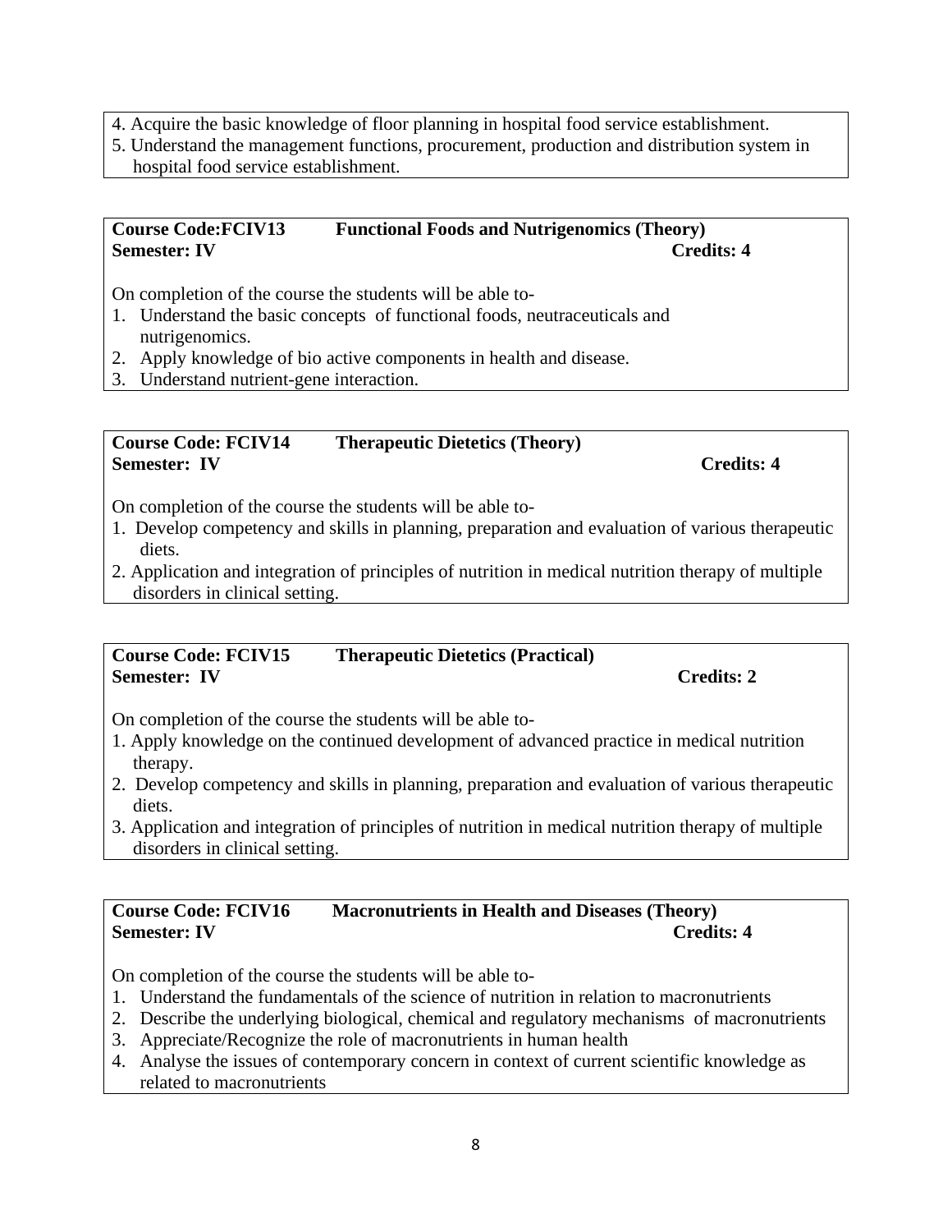4. Acquire the basic knowledge of floor planning in hospital food service establishment.
5. Understand the management functions, procurement, production and distribution system in hospital food service establishment.

**Course Code:FCIV13 Functional Foods and Nutrigenomics (Theory)**
**Semester: IV Credits: 4**

On completion of the course the students will be able to-

1. Understand the basic concepts of functional foods, neutraceuticals and nutrigenomics.
2. Apply knowledge of bio active components in health and disease.
3. Understand nutrient-gene interaction.

**Course Code: FCIV14 Therapeutic Dietetics (Theory)**
**Semester: IV Credits: 4**

On completion of the course the students will be able to-

1. Develop competency and skills in planning, preparation and evaluation of various therapeutic diets.
2. Application and integration of principles of nutrition in medical nutrition therapy of multiple disorders in clinical setting.

**Course Code: FCIV15 Therapeutic Dietetics (Practical)**
**Semester: IV Credits: 2**

On completion of the course the students will be able to-

1. Apply knowledge on the continued development of advanced practice in medical nutrition therapy.
2. Develop competency and skills in planning, preparation and evaluation of various therapeutic diets.
3. Application and integration of principles of nutrition in medical nutrition therapy of multiple disorders in clinical setting.

**Course Code: FCIV16 Macronutrients in Health and Diseases (Theory)**
**Semester: IV Credits: 4**

On completion of the course the students will be able to-

1. Understand the fundamentals of the science of nutrition in relation to macronutrients
2. Describe the underlying biological, chemical and regulatory mechanisms of macronutrients
3. Appreciate/Recognize the role of macronutrients in human health
4. Analyse the issues of contemporary concern in context of current scientific knowledge as related to macronutrients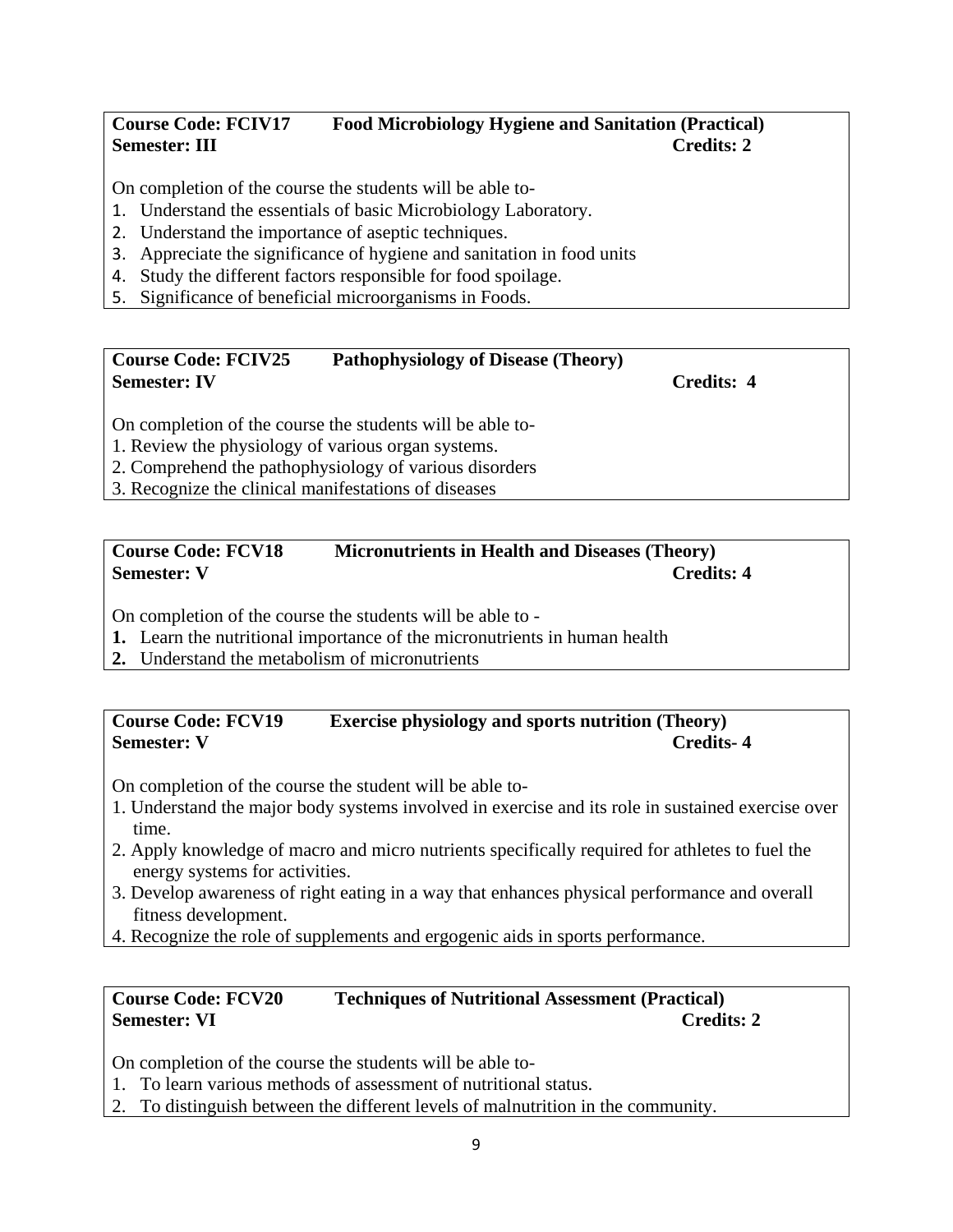**Course Code: FCIV17 Food Microbiology Hygiene and Sanitation (Practical)**
**Semester: III Credits: 2**

On completion of the course the students will be able to-

1. Understand the essentials of basic Microbiology Laboratory.
2. Understand the importance of aseptic techniques.
3. Appreciate the significance of hygiene and sanitation in food units
4. Study the different factors responsible for food spoilage.
5. Significance of beneficial microorganisms in Foods.

**Course Code: FCIV25 Pathophysiology of Disease (Theory)**
**Semester: IV Credits: 4**

On completion of the course the students will be able to-

1. Review the physiology of various organ systems.
2. Comprehend the pathophysiology of various disorders
3. Recognize the clinical manifestations of diseases

**Course Code: FCV18 Micronutrients in Health and Diseases (Theory)**
**Semester: V Credits: 4**

On completion of the course the students will be able to -

1. Learn the nutritional importance of the micronutrients in human health
2. Understand the metabolism of micronutrients

**Course Code: FCV19 Exercise physiology and sports nutrition (Theory)**
**Semester: V Credits- 4**

On completion of the course the student will be able to-

1. Understand the major body systems involved in exercise and its role in sustained exercise over time.
2. Apply knowledge of macro and micro nutrients specifically required for athletes to fuel the energy systems for activities.
3. Develop awareness of right eating in a way that enhances physical performance and overall fitness development.
4. Recognize the role of supplements and ergogenic aids in sports performance.

**Course Code: FCV20 Techniques of Nutritional Assessment (Practical)**
**Semester: VI Credits: 2**

On completion of the course the students will be able to-

1. To learn various methods of assessment of nutritional status.
2. To distinguish between the different levels of malnutrition in the community.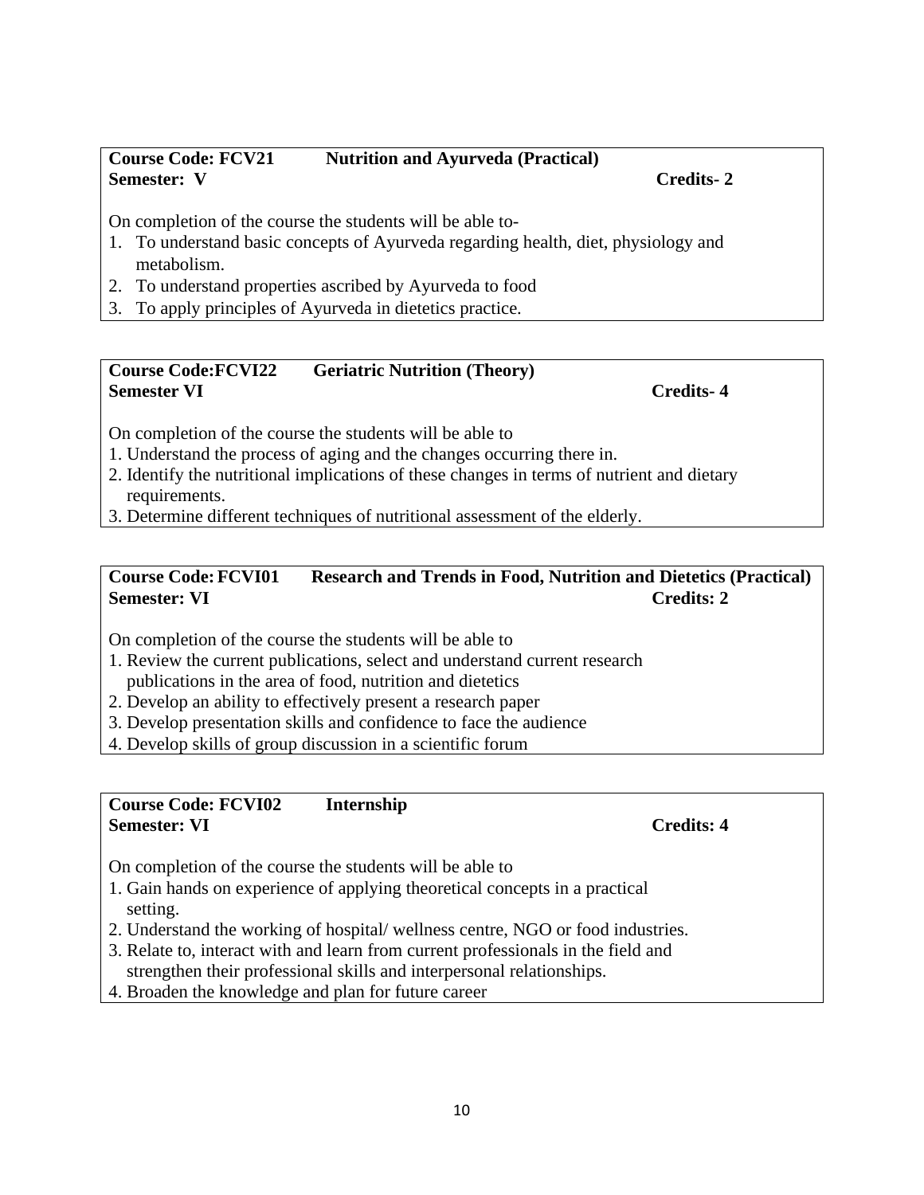**Course Code: FCV21 Nutrition and Ayurveda (Practical)**
**Semester: V Credits- 2**

On completion of the course the students will be able to-

1. To understand basic concepts of Ayurveda regarding health, diet, physiology and metabolism.
2. To understand properties ascribed by Ayurveda to food
3. To apply principles of Ayurveda in dietetics practice.

**Course Code:FCVI22 Geriatric Nutrition (Theory)**
**Semester VI Credits- 4**

On completion of the course the students will be able to

1. Understand the process of aging and the changes occurring there in.
2. Identify the nutritional implications of these changes in terms of nutrient and dietary requirements.
3. Determine different techniques of nutritional assessment of the elderly.

**Course Code: FCVI01 Research and Trends in Food, Nutrition and Dietetics (Practical)**
**Semester: VI Credits: 2**

On completion of the course the students will be able to

1. Review the current publications, select and understand current research publications in the area of food, nutrition and dietetics
2. Develop an ability to effectively present a research paper
3. Develop presentation skills and confidence to face the audience
4. Develop skills of group discussion in a scientific forum

**Course Code: FCVI02 Internship**
**Semester: VI Credits: 4**

On completion of the course the students will be able to

1. Gain hands on experience of applying theoretical concepts in a practical setting.
2. Understand the working of hospital/ wellness centre, NGO or food industries.
3. Relate to, interact with and learn from current professionals in the field and strengthen their professional skills and interpersonal relationships.
4. Broaden the knowledge and plan for future career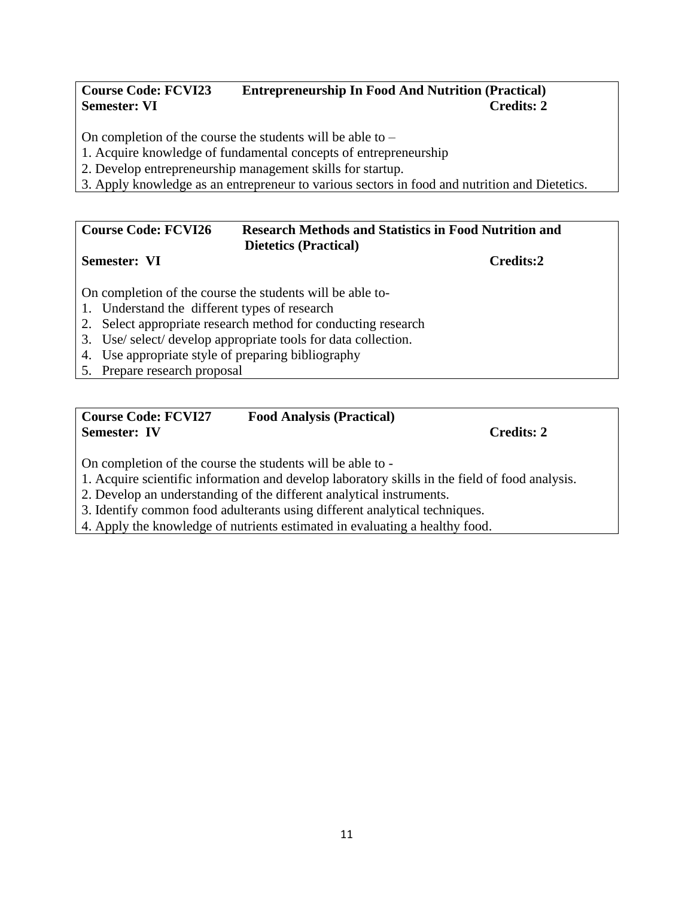**Course Code: FCVI23 Entrepreneurship In Food And Nutrition (Practical)**
**Semester: VI Credits: 2**

On completion of the course the students will be able to –
1. Acquire knowledge of fundamental concepts of entrepreneurship
2. Develop entrepreneurship management skills for startup.
3. Apply knowledge as an entrepreneur to various sectors in food and nutrition and Dietetics.

**Course Code: FCVI26 Research Methods and Statistics in Food Nutrition and Dietetics (Practical)**
**Semester: VI Credits:2**

On completion of the course the students will be able to-
1. Understand the different types of research
2. Select appropriate research method for conducting research
3. Use/ select/ develop appropriate tools for data collection.
4. Use appropriate style of preparing bibliography
5. Prepare research proposal

**Course Code: FCVI27 Food Analysis (Practical)**
**Semester: IV Credits: 2**

On completion of the course the students will be able to -
1. Acquire scientific information and develop laboratory skills in the field of food analysis.
2. Develop an understanding of the different analytical instruments.
3. Identify common food adulterants using different analytical techniques.
4. Apply the knowledge of nutrients estimated in evaluating a healthy food.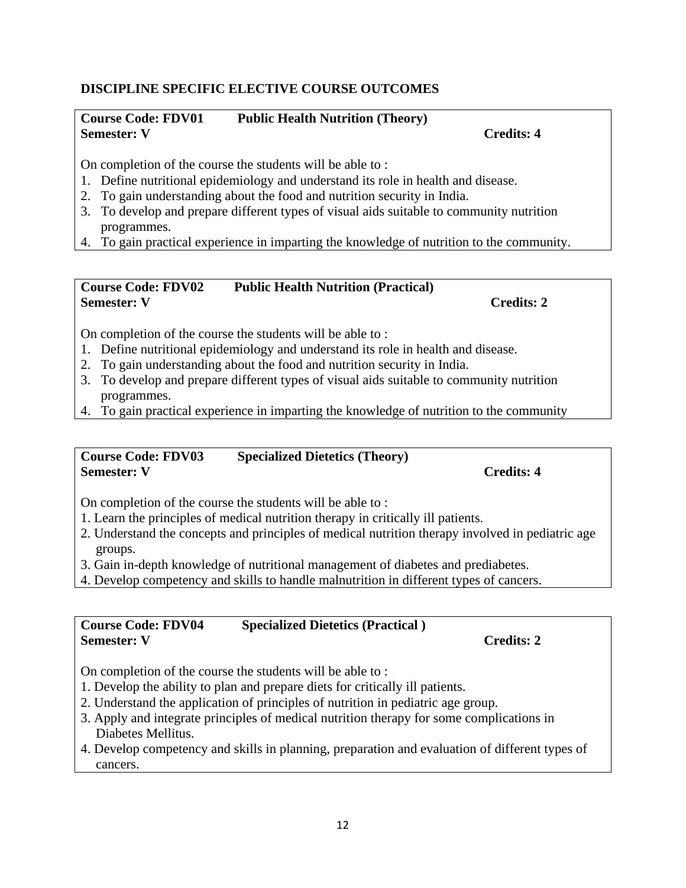## DISCIPLINE SPECIFIC ELECTIVE COURSE OUTCOMES

**Course Code: FDV01 Public Health Nutrition (Theory)**
**Semester: V Credits: 4**

On completion of the course the students will be able to :

1. Define nutritional epidemiology and understand its role in health and disease.
2. To gain understanding about the food and nutrition security in India.
3. To develop and prepare different types of visual aids suitable to community nutrition programmes.
4. To gain practical experience in imparting the knowledge of nutrition to the community.

**Course Code: FDV02 Public Health Nutrition (Practical)**
**Semester: V Credits: 2**

On completion of the course the students will be able to :

1. Define nutritional epidemiology and understand its role in health and disease.
2. To gain understanding about the food and nutrition security in India.
3. To develop and prepare different types of visual aids suitable to community nutrition programmes.
4. To gain practical experience in imparting the knowledge of nutrition to the community

**Course Code: FDV03 Specialized Dietetics (Theory)**
**Semester: V Credits: 4**

On completion of the course the students will be able to :

1. Learn the principles of medical nutrition therapy in critically ill patients.
2. Understand the concepts and principles of medical nutrition therapy involved in pediatric age groups.
3. Gain in-depth knowledge of nutritional management of diabetes and prediabetes.
4. Develop competency and skills to handle malnutrition in different types of cancers.

**Course Code: FDV04 Specialized Dietetics (Practical )**
**Semester: V Credits: 2**

On completion of the course the students will be able to :

1. Develop the ability to plan and prepare diets for critically ill patients.
2. Understand the application of principles of nutrition in pediatric age group.
3. Apply and integrate principles of medical nutrition therapy for some complications in Diabetes Mellitus.
4. Develop competency and skills in planning, preparation and evaluation of different types of cancers.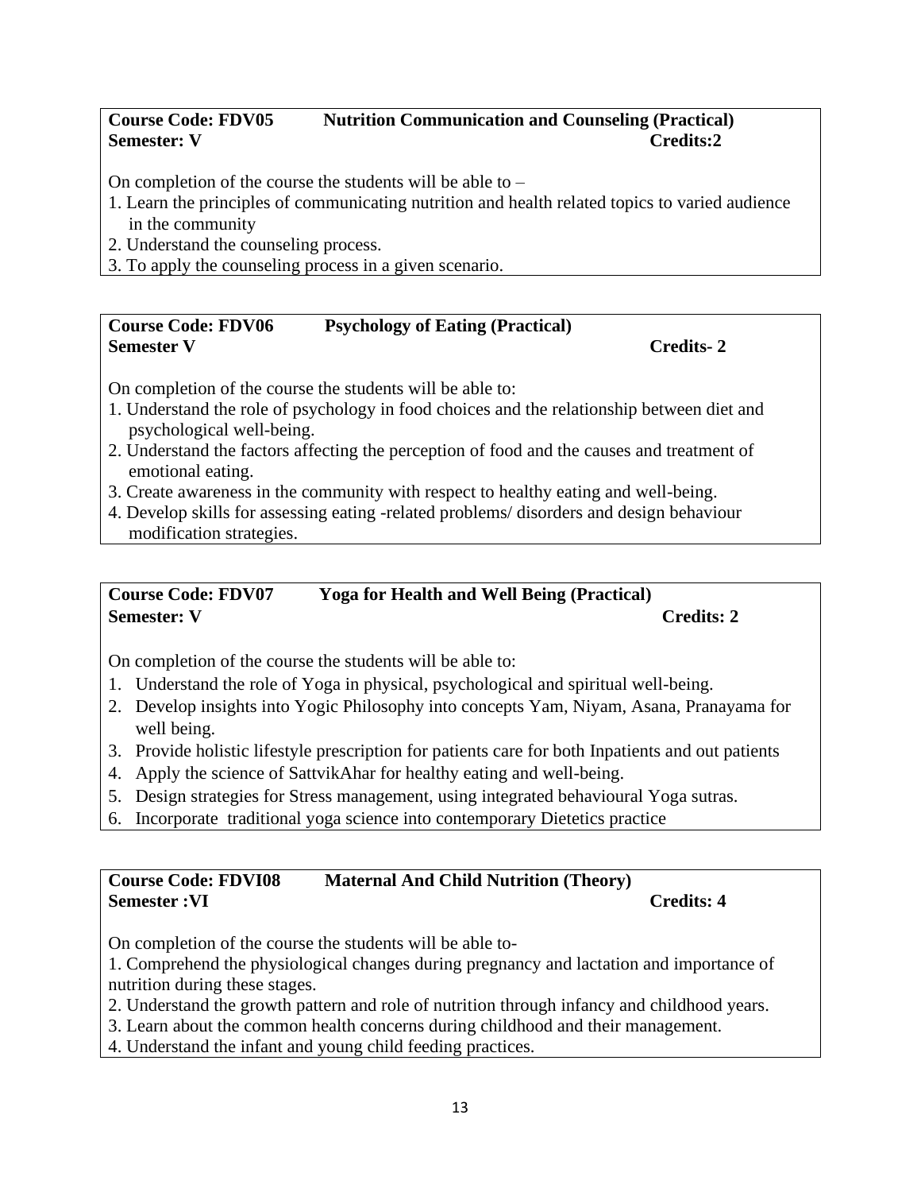**Course Code: FDV05 Nutrition Communication and Counseling (Practical)**
**Semester: V Credits:2**

On completion of the course the students will be able to –

1. Learn the principles of communicating nutrition and health related topics to varied audience in the community
2. Understand the counseling process.
3. To apply the counseling process in a given scenario.

**Course Code: FDV06 Psychology of Eating (Practical)**
**Semester V Credits- 2**

On completion of the course the students will be able to:

1. Understand the role of psychology in food choices and the relationship between diet and psychological well-being.
2. Understand the factors affecting the perception of food and the causes and treatment of emotional eating.
3. Create awareness in the community with respect to healthy eating and well-being.
4. Develop skills for assessing eating -related problems/ disorders and design behaviour modification strategies.

**Course Code: FDV07 Yoga for Health and Well Being (Practical)**
**Semester: V Credits: 2**

On completion of the course the students will be able to:

1. Understand the role of Yoga in physical, psychological and spiritual well-being.
2. Develop insights into Yogic Philosophy into concepts Yam, Niyam, Asana, Pranayama for well being.
3. Provide holistic lifestyle prescription for patients care for both Inpatients and out patients
4. Apply the science of SattvikAhar for healthy eating and well-being.
5. Design strategies for Stress management, using integrated behavioural Yoga sutras.
6. Incorporate traditional yoga science into contemporary Dietetics practice

**Course Code: FDVI08 Maternal And Child Nutrition (Theory)**
**Semester :VI Credits: 4**

On completion of the course the students will be able to-

1. Comprehend the physiological changes during pregnancy and lactation and importance of nutrition during these stages.
2. Understand the growth pattern and role of nutrition through infancy and childhood years.
3. Learn about the common health concerns during childhood and their management.
4. Understand the infant and young child feeding practices.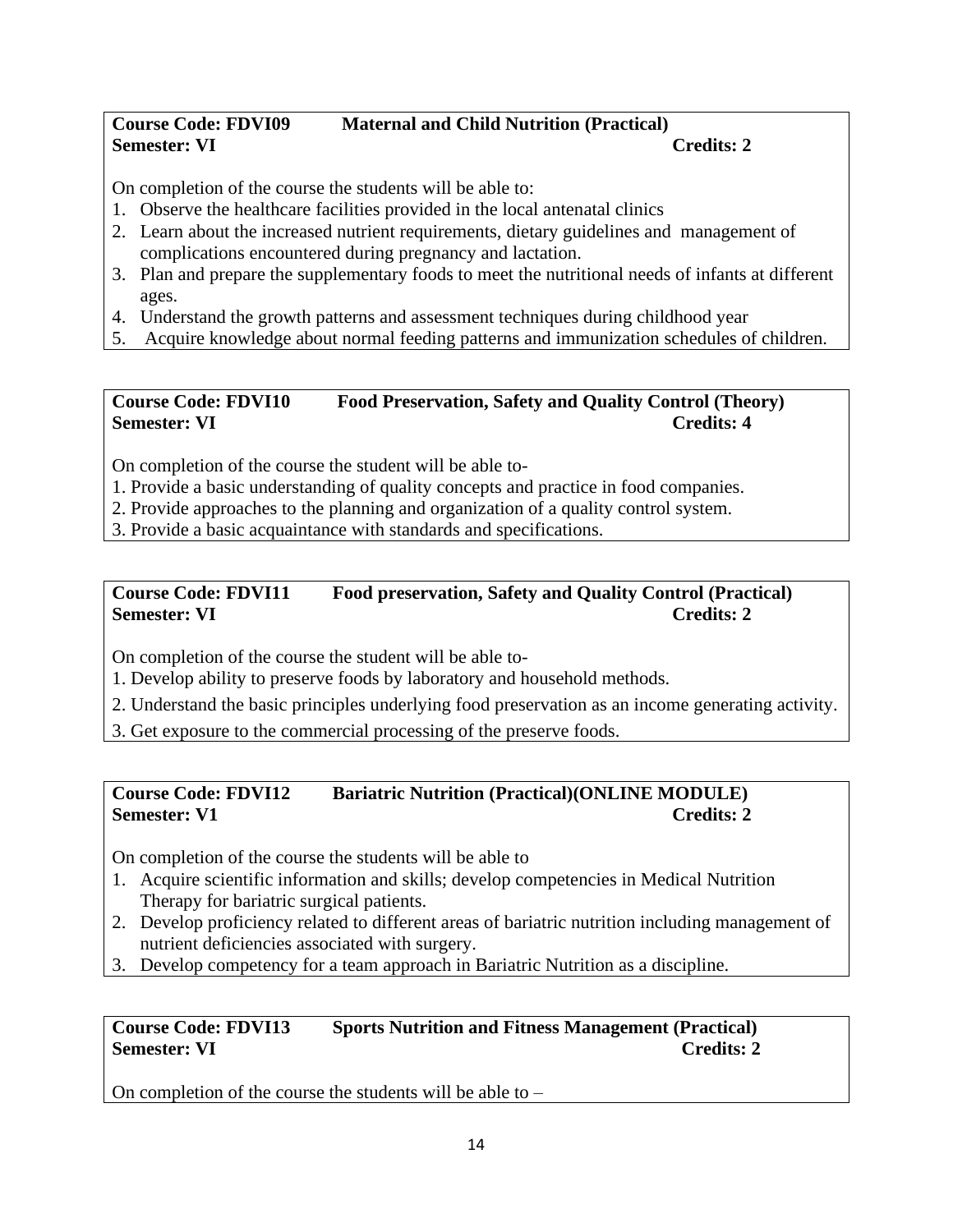**Course Code: FDVI09 Maternal and Child Nutrition (Practical)**
**Semester: VI Credits: 2**

On completion of the course the students will be able to:

1. Observe the healthcare facilities provided in the local antenatal clinics
2. Learn about the increased nutrient requirements, dietary guidelines and management of complications encountered during pregnancy and lactation.
3. Plan and prepare the supplementary foods to meet the nutritional needs of infants at different ages.
4. Understand the growth patterns and assessment techniques during childhood year
5. Acquire knowledge about normal feeding patterns and immunization schedules of children.

**Course Code: FDVI10 Food Preservation, Safety and Quality Control (Theory)**
**Semester: VI Credits: 4**

On completion of the course the student will be able to-

1. Provide a basic understanding of quality concepts and practice in food companies.
2. Provide approaches to the planning and organization of a quality control system.
3. Provide a basic acquaintance with standards and specifications.

**Course Code: FDVI11 Food preservation, Safety and Quality Control (Practical)**
**Semester: VI Credits: 2**

On completion of the course the student will be able to-

1. Develop ability to preserve foods by laboratory and household methods.
2. Understand the basic principles underlying food preservation as an income generating activity.
3. Get exposure to the commercial processing of the preserve foods.

**Course Code: FDVI12 Bariatric Nutrition (Practical)(ONLINE MODULE)**
**Semester: V1 Credits: 2**

On completion of the course the students will be able to

1. Acquire scientific information and skills; develop competencies in Medical Nutrition Therapy for bariatric surgical patients.
2. Develop proficiency related to different areas of bariatric nutrition including management of nutrient deficiencies associated with surgery.
3. Develop competency for a team approach in Bariatric Nutrition as a discipline.

**Course Code: FDVI13 Sports Nutrition and Fitness Management (Practical)**
**Semester: VI Credits: 2**

On completion of the course the students will be able to –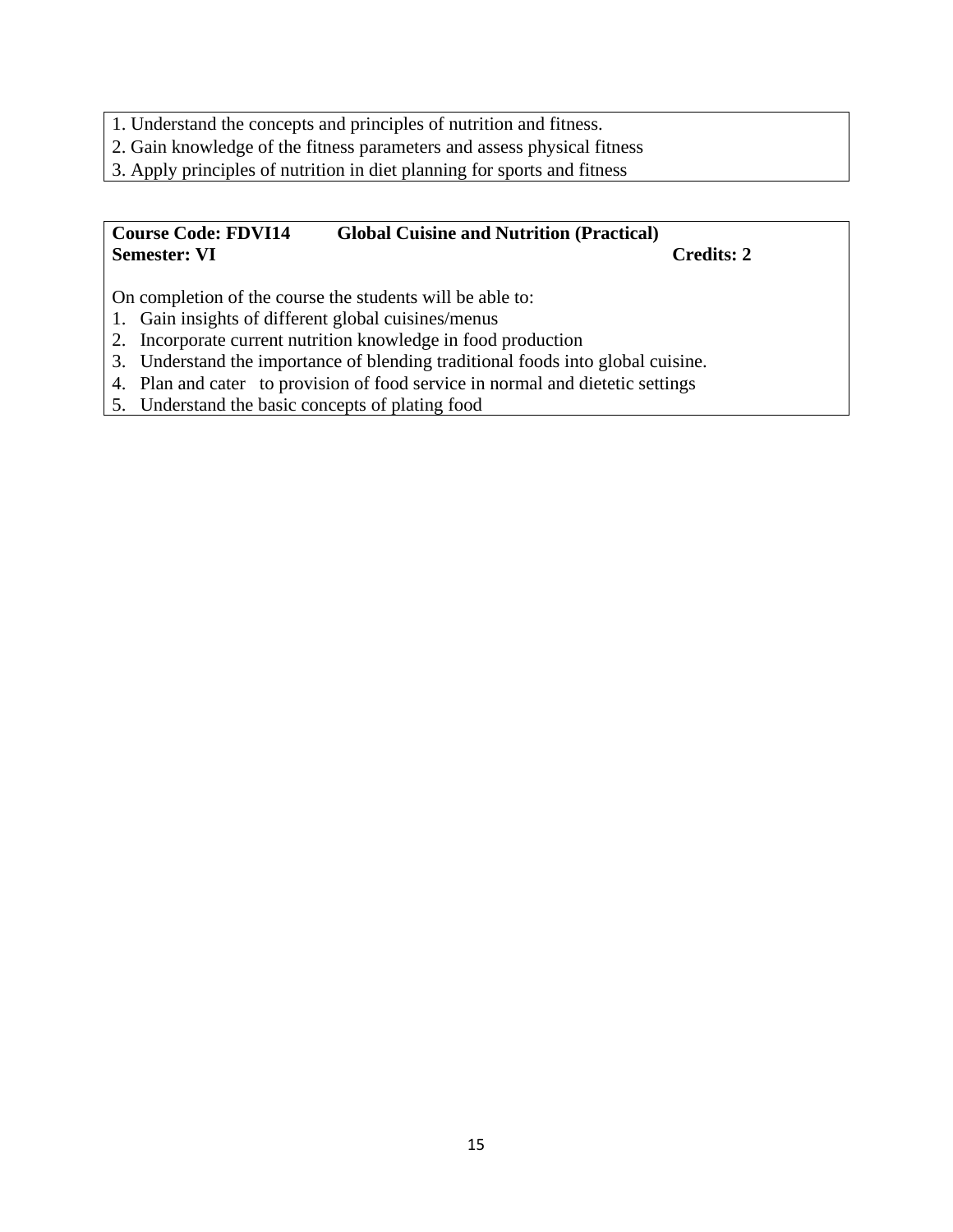1. Understand the concepts and principles of nutrition and fitness.
2. Gain knowledge of the fitness parameters and assess physical fitness
3. Apply principles of nutrition in diet planning for sports and fitness

**Course Code: FDVI14 Global Cuisine and Nutrition (Practical)**
**Semester: VI Credits: 2**

On completion of the course the students will be able to:

1. Gain insights of different global cuisines/menus
2. Incorporate current nutrition knowledge in food production
3. Understand the importance of blending traditional foods into global cuisine.
4. Plan and cater to provision of food service in normal and dietetic settings
5. Understand the basic concepts of plating food